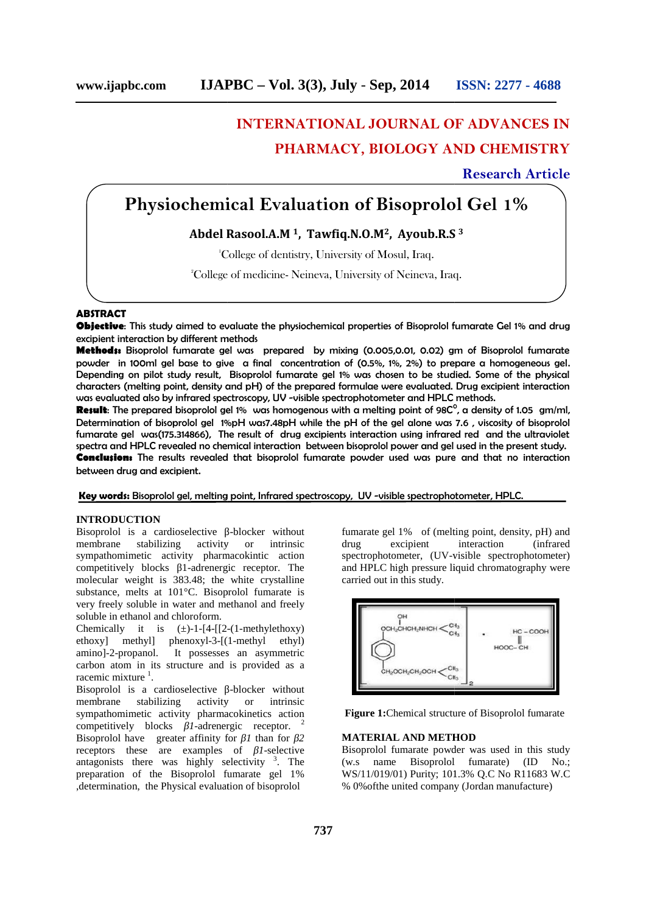# INTERNATIONAL JOURNAL OF ADVANCES IN PHARMACY, BIOLOGY AND CHEMISTRY

**Research Article**

# Physiochemical Evaluation of Bisoprolol Gel 1%

**Abdel Rasool.A.M [1], Tawfiq.N.O.M[2], Ayoub.R.S [3]**

[1]College of dentistry, University of Mosul, Iraq.

[2]College of medicine- Neineva, University of Neineva, Iraq.

## ABSTRACT

**Objective**: This study aimed to evaluate the physiochemical properties of Bisoprolol fumarate Gel 1% and drug excipient interaction by different methods

**Methods:** Bisoprolol fumarate gel was prepared by mixing (0.005,0.01, 0.02) gm of Bisoprolol fumarate powder in 100ml gel base to give a final concentration of (0.5%, 1%, 2%) to prepare a homogeneous gel. Depending on pilot study result, Bisoprolol fumarate gel 1% was chosen to be studied. Some of the physical characters (melting point, density and pH) of the prepared formulae were evaluated. Drug excipient interaction was evaluated also by infrared spectroscopy, UV -visible spectrophotometer and HPLC methods.

**Result**: The prepared bisoprolol gel 1% was homogenous with a melting point of 98C$^{o}$, a density of 1.05 gm/ml, Determination of bisoprolol gel 1%pH was7.48pH while the pH of the gel alone was 7.6 , viscosity of bisoprolol fumarate gel was(175.314866), The result of drug excipients interaction using infrared red and the ultraviolet spectra and HPLC revealed no chemical interaction between bisoprolol power and gel used in the present study.

**Conclusion:** The results revealed that bisoprolol fumarate powder used was pure and that no interaction between drug and excipient.

**Key words:** Bisoprolol gel, melting point, Infrared spectroscopy, UV -visible spectrophotometer, HPLC.

## INTRODUCTION

Bisoprolol is a cardioselective β-blocker without membrane stabilizing activity or intrinsic sympathomimetic activity pharmacokintic action competitively blocks β1-adrenergic receptor. The molecular weight is 383.48; the white crystalline substance, melts at 101°C. Bisoprolol fumarate is very freely soluble in water and methanol and freely soluble in ethanol and chloroform.

Chemically it is (±)-1-[4-[[2-(1-methylethoxy) ethoxy] methyl] phenoxyl-3-[(1-methyl ethyl) amino]-2-propanol. It possesses an asymmetric carbon atom in its structure and is provided as a racemic mixture [1].

Bisoprolol is a cardioselective β-blocker without membrane stabilizing activity or intrinsic sympathomimetic activity pharmacokinetics action competitively blocks *β1*-adrenergic receptor. [2] Bisoprolol have greater affinity for *β1* than for *β2* receptors these are examples of *β1*-selective antagonists there was highly selectivity [3]. The preparation of the Bisoprolol fumarate gel 1% ,determination, the Physical evaluation of bisoprolol fumarate gel 1% of (melting point, density, pH) and drug excipient interaction (infrared spectrophotometer, (UV-visible spectrophotometer) and HPLC high pressure liquid chromatography were carried out in this study.

**Figure 1:**Chemical structure of Bisoprolol fumarate

## MATERIAL AND METHOD

Bisoprolol fumarate powder was used in this study (w.s name Bisoprolol fumarate) (ID No.; WS/11/019/01) Purity; 101.3% Q.C No R11683 W.C % 0%ofthe united company (Jordan manufacture)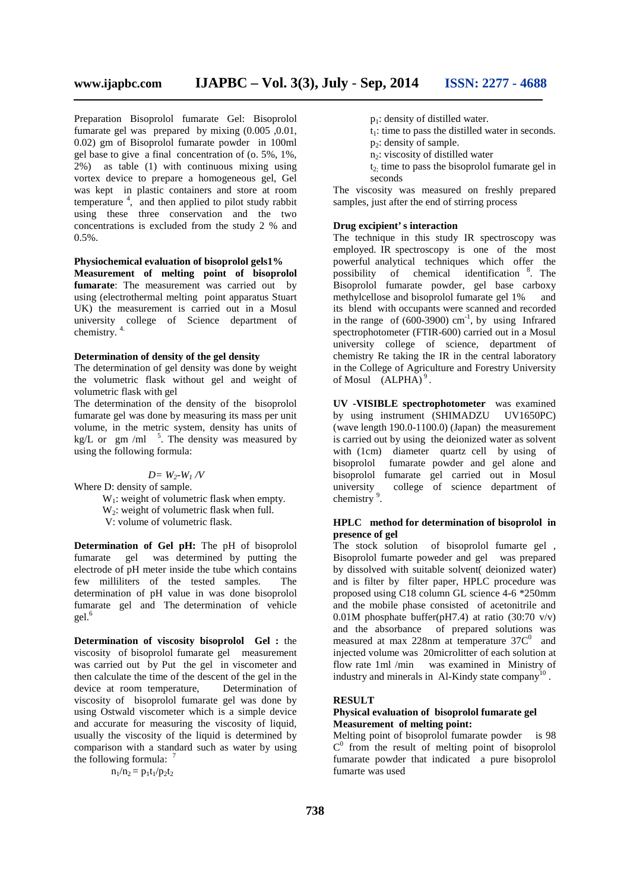Preparation Bisoprolol fumarate Gel: Bisoprolol fumarate gel was prepared by mixing (0.005 ,0.01, 0.02) gm of Bisoprolol fumarate powder in 100ml gel base to give a final concentration of (o. 5%, 1%, 2%) as table (1) with continuous mixing using vortex device to prepare a homogeneous gel, Gel was kept in plastic containers and store at room temperature [4], and then applied to pilot study rabbit using these three conservation and the two concentrations is excluded from the study 2 % and 0.5%.

**Physiochemical evaluation of bisoprolol gels1%**

**Measurement of melting point of bisoprolol fumarate**: The measurement was carried out by using (electrothermal melting point apparatus Stuart UK) the measurement is carried out in a Mosul university college of Science department of chemistry. [4.]

**Determination of density of the gel density**

The determination of gel density was done by weight the volumetric flask without gel and weight of volumetric flask with gel

The determination of the density of the bisoprolol fumarate gel was done by measuring its mass per unit volume, in the metric system, density has units of kg/L or gm /ml [5]. The density was measured by using the following formula:

$$D= W_2-W_1 /V$$

Where D: density of sample.

$W_1$: weight of volumetric flask when empty.

$W_2$: weight of volumetric flask when full.

V: volume of volumetric flask.

**Determination of Gel pH:** The pH of bisoprolol fumarate gel was determined by putting the electrode of pH meter inside the tube which contains few milliliters of the tested samples. The determination of pH value in was done bisoprolol fumarate gel and The determination of vehicle gel.[6]

**Determination of viscosity bisoprolol Gel :** the viscosity of bisoprolol fumarate gel measurement was carried out by Put the gel in viscometer and then calculate the time of the descent of the gel in the device at room temperature, Determination of viscosity of bisoprolol fumarate gel was done by using Ostwald viscometer which is a simple device and accurate for measuring the viscosity of liquid, usually the viscosity of the liquid is determined by comparison with a standard such as water by using the following formula: [7]

$$n_1/n_2 = p_1t_1/p_2t_2$$

$p_1$: density of distilled water.

$t_1$: time to pass the distilled water in seconds.

$p_2$: density of sample.

$n_2$: viscosity of distilled water

$t_2$: time to pass the bisoprolol fumarate gel in seconds

The viscosity was measured on freshly prepared samples, just after the end of stirring process

**Drug excipient' s interaction**

The technique in this study IR spectroscopy was employed. IR spectroscopy is one of the most powerful analytical techniques which offer the possibility of chemical identification [8]. The Bisoprolol fumarate powder, gel base carboxy methylcellose and bisoprolol fumarate gel 1% and its blend with occupants were scanned and recorded in the range of (600-3900) $cm^{-1}$, by using Infrared spectrophotometer (FTIR-600) carried out in a Mosul university college of science, department of chemistry Re taking the IR in the central laboratory in the College of Agriculture and Forestry University of Mosul (ALPHA)[9].

**UV -VISIBLE spectrophotometer** was examined by using instrument (SHIMADZU UV1650PC) (wave length 190.0-1100.0) (Japan) the measurement is carried out by using the deionized water as solvent with (1cm) diameter quartz cell by using of bisoprolol fumarate powder and gel alone and bisoprolol fumarate gel carried out in Mosul university college of science department of chemistry [9].

**HPLC method for determination of bisoprolol in presence of gel**

The stock solution of bisoprolol fumarte gel , Bisoprolol fumarte poweder and gel was prepared by dissolved with suitable solvent( deionized water) and is filter by filter paper, HPLC procedure was proposed using C18 column GL science 4-6 *250mm and the mobile phase consisted of acetonitrile and 0.01M phosphate buffer(pH7.4) at ratio (30:70 v/v) and the absorbance of prepared solutions was measured at max 228nm at temperature 37$C^0$ and injected volume was 20microlitter of each solution at flow rate 1ml /min was examined in Ministry of industry and minerals in Al-Kindy state company[10] .

## RESULT

**Physical evaluation of bisoprolol fumarate gel**

**Measurement of melting point:**

Melting point of bisoprolol fumarate powder is 98 $C^0$ from the result of melting point of bisoprolol fumarate powder that indicated a pure bisoprolol fumarte was used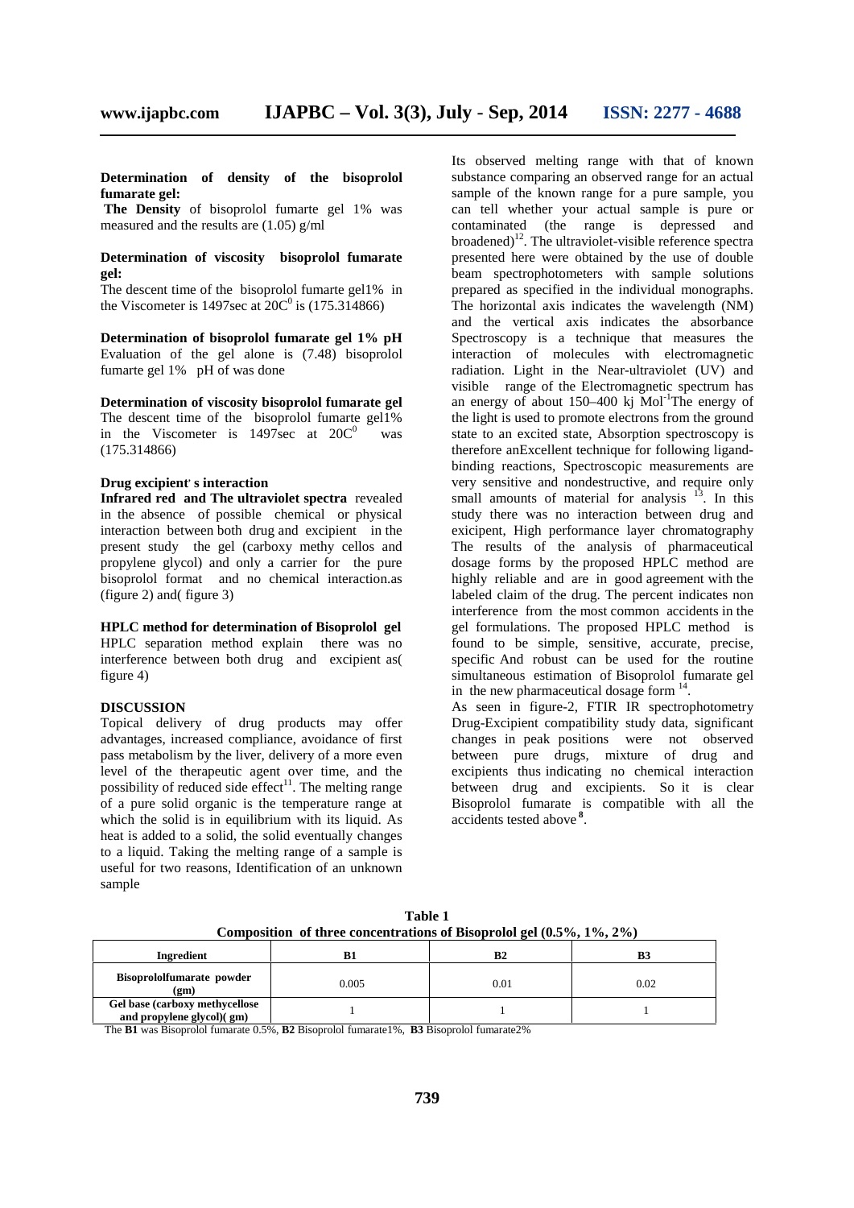**Determination of density of the bisoprolol fumarate gel:**

**The Density** of bisoprolol fumarte gel 1% was measured and the results are (1.05) g/ml

**Determination of viscosity bisoprolol fumarate gel:**

The descent time of the bisoprolol fumarte gel1% in the Viscometer is 1497sec at $20C^0$ is (175.314866)

**Determination of bisoprolol fumarate gel 1% pH**

Evaluation of the gel alone is (7.48) bisoprolol fumarte gel 1% pH of was done

**Determination of viscosity bisoprolol fumarate gel**

The descent time of the bisoprolol fumarte gel1% in the Viscometer is 1497sec at $20C^0$ was (175.314866)

**Drug excipient' s interaction**

**Infrared red and The ultraviolet spectra** revealed in the absence of possible chemical or physical interaction between both drug and excipient in the present study the gel (carboxy methy cellos and propylene glycol) and only a carrier for the pure bisoprolol format and no chemical interaction.as (figure 2) and( figure 3)

**HPLC method for determination of Bisoprolol gel**

HPLC separation method explain there was no interference between both drug and excipient as( figure 4)

**DISCUSSION**

Topical delivery of drug products may offer advantages, increased compliance, avoidance of first pass metabolism by the liver, delivery of a more even level of the therapeutic agent over time, and the possibility of reduced side effect[11]. The melting range of a pure solid organic is the temperature range at which the solid is in equilibrium with its liquid. As heat is added to a solid, the solid eventually changes to a liquid. Taking the melting range of a sample is useful for two reasons, Identification of an unknown sample Its observed melting range with that of known substance comparing an observed range for an actual sample of the known range for a pure sample, you can tell whether your actual sample is pure or contaminated (the range is depressed and broadened)[12]. The ultraviolet-visible reference spectra presented here were obtained by the use of double beam spectrophotometers with sample solutions prepared as specified in the individual monographs. The horizontal axis indicates the wavelength (NM) and the vertical axis indicates the absorbance Spectroscopy is a technique that measures the interaction of molecules with electromagnetic radiation. Light in the Near-ultraviolet (UV) and visible range of the Electromagnetic spectrum has an energy of about 150–400 kj $Mol^{-1}$The energy of the light is used to promote electrons from the ground state to an excited state, Absorption spectroscopy is therefore anExcellent technique for following ligand-binding reactions, Spectroscopic measurements are very sensitive and nondestructive, and require only small amounts of material for analysis [13]. In this study there was no interaction between drug and exicipent, High performance layer chromatography The results of the analysis of pharmaceutical dosage forms by the proposed HPLC method are highly reliable and are in good agreement with the labeled claim of the drug. The percent indicates non interference from the most common accidents in the gel formulations. The proposed HPLC method is found to be simple, sensitive, accurate, precise, specific And robust can be used for the routine simultaneous estimation of Bisoprolol fumarate gel in the new pharmaceutical dosage form [14].

As seen in figure-2, FTIR IR spectrophotometry Drug-Excipient compatibility study data, significant changes in peak positions were not observed between pure drugs, mixture of drug and excipients thus indicating no chemical interaction between drug and excipients. So it is clear Bisoprolol fumarate is compatible with all the accidents tested above [8].

**Table 1**
**Composition of three concentrations of Bisoprolol gel (0.5%, 1%, 2%)**

| Ingredient | B1 | B2 | B3 |
|---|---|---|---|
| Bisoprololfumarate powder (gm) | 0.005 | 0.01 | 0.02 |
| Gel base (carboxy methycellose and propylene glycol)( gm) | 1 | 1 | 1 |

The **B1** was Bisoprolol fumarate 0.5%, **B2** Bisoprolol fumarate1%, **B3** Bisoprolol fumarate2%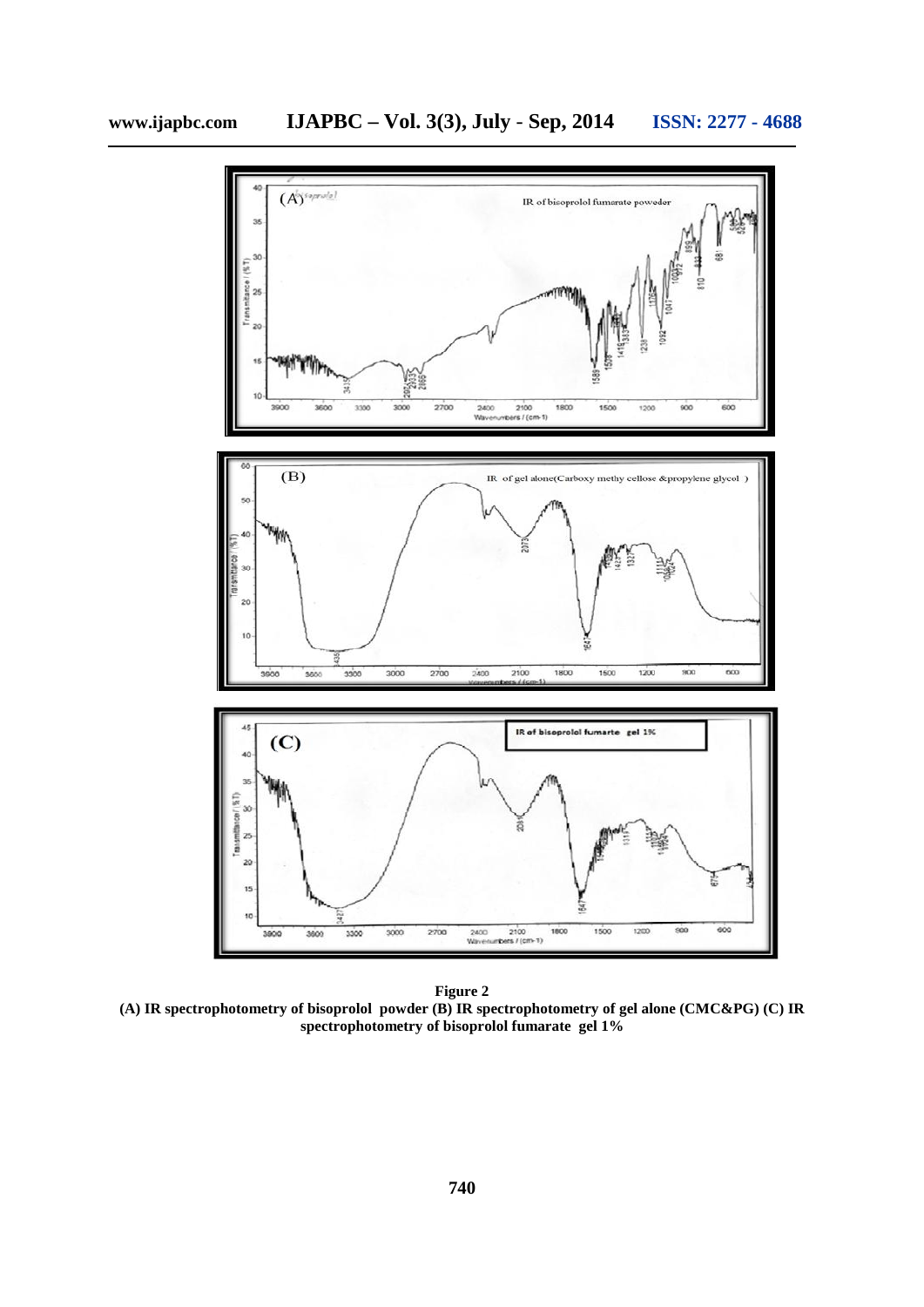(A)

IR of bisoprolol fumarate poweder

Transmittance / (%T)

40
35
30
25
20
15
10

3415
2865
1589
1419
1238
1092
1047
1175
899
810
681

3900 3600 3300 3000 2700 2400 2100 1800 1500 1200 900 600

Wavenumbers / (cm-1)

(B)

IR of gel alone(Carboxy methy cellose &propylene glycol )

Transmittance / (%T)

60
50
40
30
20
10

3435
2073
1647
1327

3900 3600 3300 3000 2700 2400 2100 1800 1500 1200 900 600

Wavenumbers / (cm-1)

(C)

IR of bisoprolol fumarte gel 1%

Transmittance / (%T)

45
40
35
30
25
20
15
10

3427
2084
1647
1315
679

3900 3600 3300 3000 2700 2400 2100 1800 1500 1200 900 600

Wavenumbers / (cm-1)

**Figure 2**

**(A) IR spectrophotometry of bisoprolol powder (B) IR spectrophotometry of gel alone (CMC&PG) (C) IR spectrophotometry of bisoprolol fumarate gel 1%**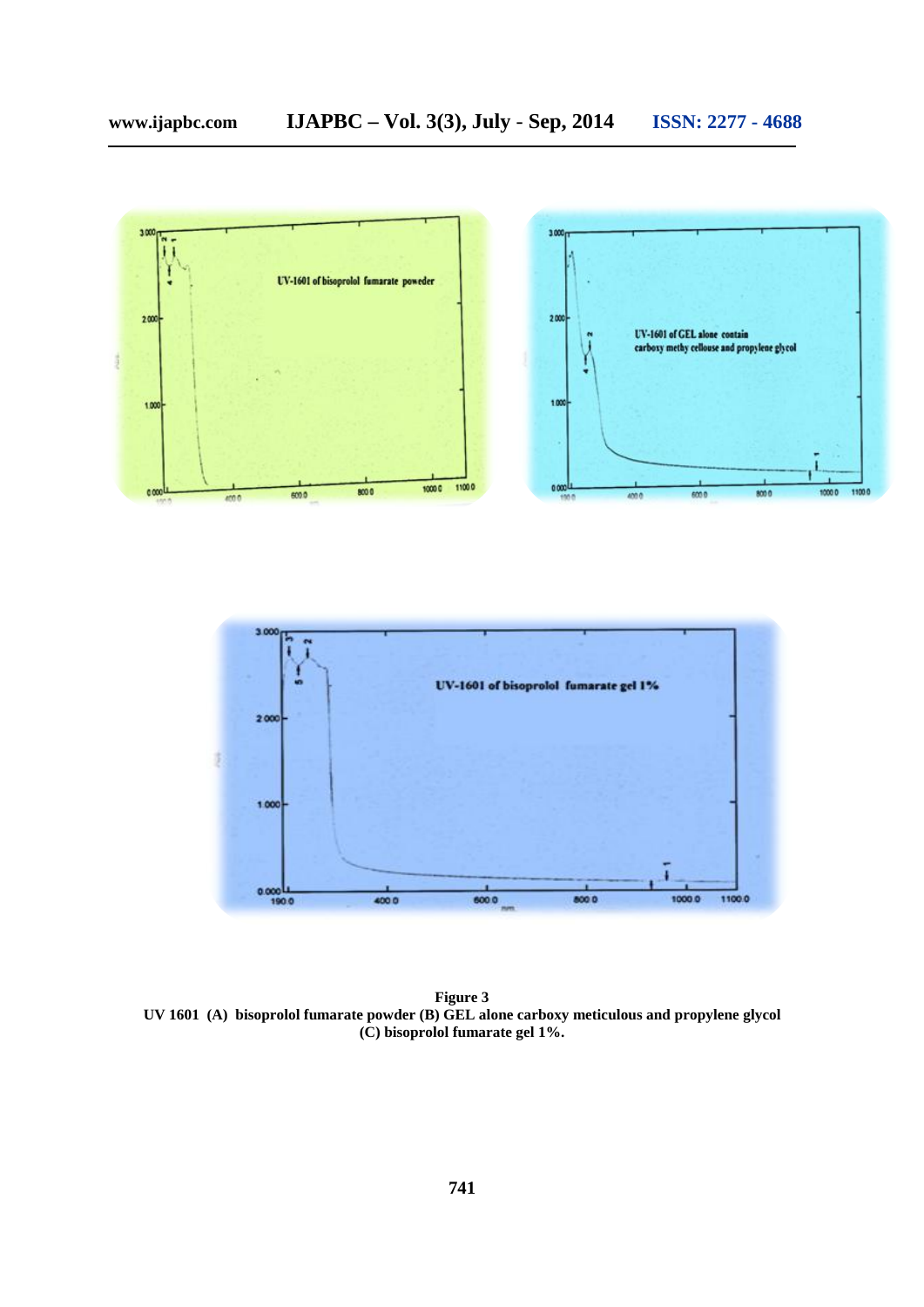UV-1601 of bisoprolol fumarate poweder

3.000
2.000
1.000
0.000
190.0
400.0
600.0
800.0
1000.0
1100.0

UV-1601 of GEL alone contain carboxy methy cellouse and propylene glycol

3.000
2.000
1.000
0.000
190.0
400.0
600.0
800.0
1000.0
1100.0

UV-1601 of bisoprolol fumarate gel 1%

3.000
2.000
1.000
0.000
190.0
400.0
600.0
800.0
1000.0
1100.0
nm

**Figure 3**
**UV 1601 (A) bisoprolol fumarate powder (B) GEL alone carboxy meticulous and propylene glycol (C) bisoprolol fumarate gel 1%.**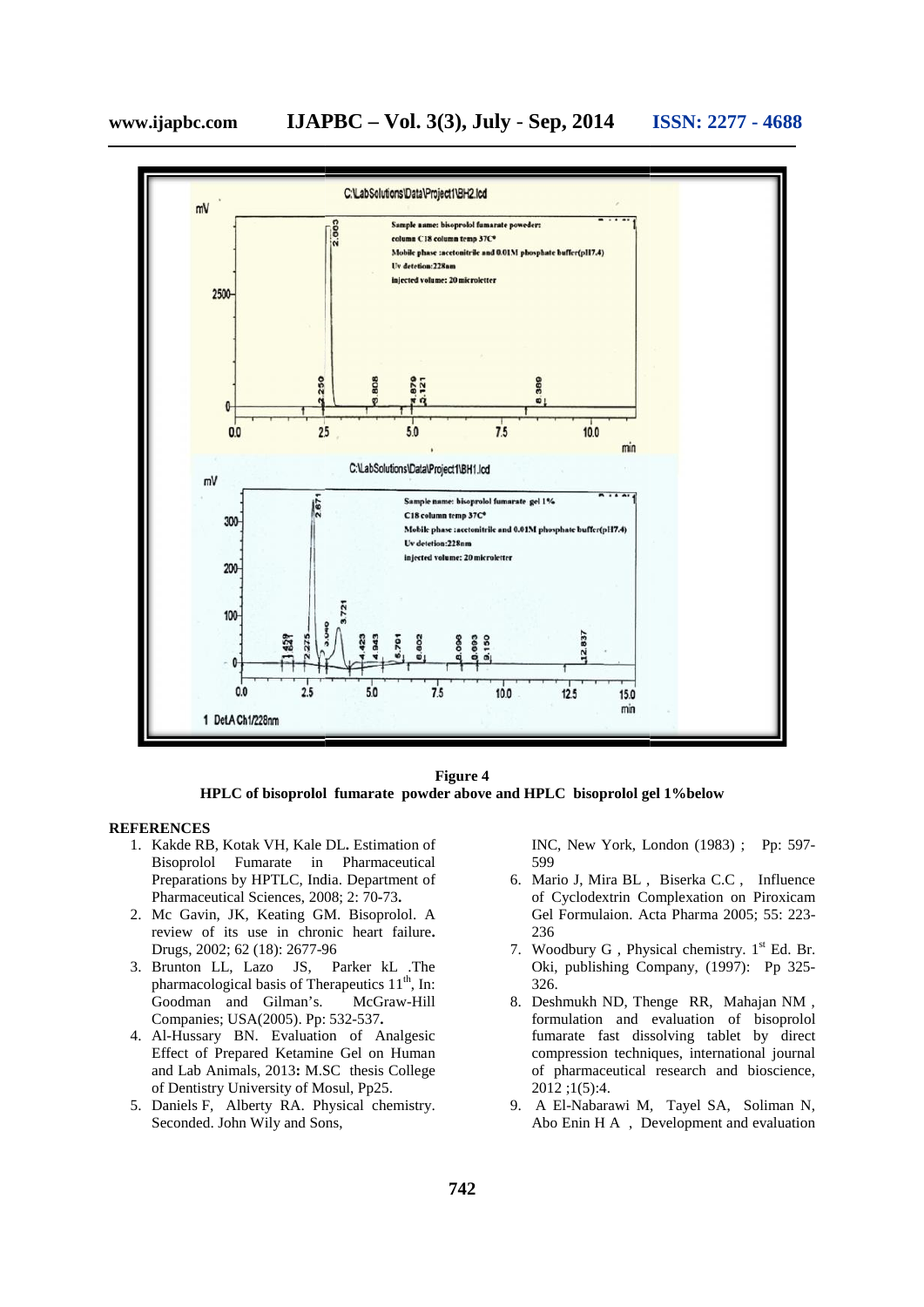C:\LabSolutions\Data\Project1\BH2.lcd

mV

Sample name: bisoprolol fumarate poweder:
column C18 column temp 37C°
Mobile phase :acetonitrile and 0.01M phosphate buffer(pH7.4)
Uv detetion:228nm
injected volume: 20 microletter

2500

0

0.0 2.5 5.0 7.5 10.0

min

2.603 2.250 3.808 4.879 5.121 8.399

C:\LabSolutions\Data\Project1\BH1.lcd

mV

Sample name: bisoprolol fumarate gel 1%
C18 column temp 37C°
Mobile phase :acetonitrile and 0.01M phosphate buffer(pH7.4)
Uv detetion:228nm
injected volume: 20 microletter

300
200
100
0

0.0 2.5 5.0 7.5 10.0 12.5 15.0

min

2.671 3.721 2.275 4.423 4.943 5.701 6.602 8.096 8.693 9.150 12.837

1 Det.A Ch1/228nm

**Figure 4**
**HPLC of bisoprolol fumarate powder above and HPLC bisoprolol gel 1%below**

## REFERENCES

1. Kakde RB, Kotak VH, Kale DL**.** Estimation of Bisoprolol Fumarate in Pharmaceutical Preparations by HPTLC, India. Department of Pharmaceutical Sciences, 2008; 2: 70-73**.**
2. Mc Gavin, JK, Keating GM. Bisoprolol. A review of its use in chronic heart failure**.** Drugs, 2002; 62 (18): 2677-96
3. Brunton LL, Lazo JS, Parker kL .The pharmacological basis of Therapeutics 11[th], In: Goodman and Gilman's. McGraw-Hill Companies; USA(2005). Pp: 532-537**.**
4. Al-Hussary BN. Evaluation of Analgesic Effect of Prepared Ketamine Gel on Human and Lab Animals, 2013**:** M.SC thesis College of Dentistry University of Mosul, Pp25.
5. Daniels F, Alberty RA. Physical chemistry. Seconded. John Wily and Sons, INC, New York, London (1983) ; Pp: 597-599
6. Mario J, Mira BL , Biserka C.C , Influence of Cyclodextrin Complexation on Piroxicam Gel Formulaion. Acta Pharma 2005; 55: 223-236
7. Woodbury G , Physical chemistry. 1[st] Ed. Br. Oki, publishing Company, (1997): Pp 325-326.
8. Deshmukh ND, Thenge RR, Mahajan NM , formulation and evaluation of bisoprolol fumarate fast dissolving tablet by direct compression techniques, international journal of pharmaceutical research and bioscience, 2012 ;1(5):4.
9. A El-Nabarawi M, Tayel SA, Soliman N, Abo Enin H A , Development and evaluation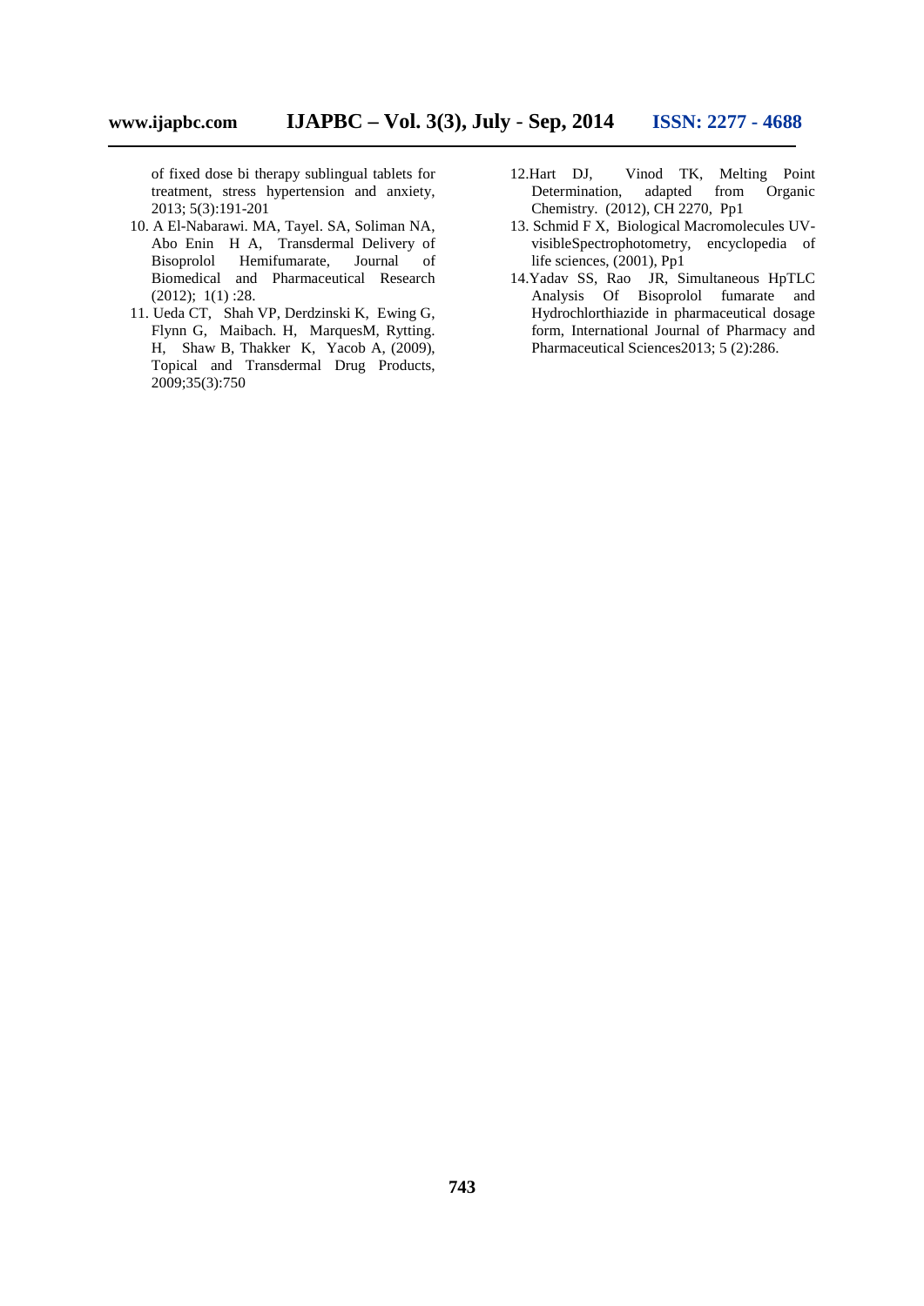of fixed dose bi therapy sublingual tablets for treatment, stress hypertension and anxiety, 2013; 5(3):191-201

10. A El-Nabarawi. MA, Tayel. SA, Soliman NA, Abo Enin H A, Transdermal Delivery of Bisoprolol Hemifumarate, Journal of Biomedical and Pharmaceutical Research (2012); 1(1) :28.
11. Ueda CT, Shah VP, Derdzinski K, Ewing G, Flynn G, Maibach. H, MarquesM, Rytting. H, Shaw B, Thakker K, Yacob A, (2009), Topical and Transdermal Drug Products, 2009;35(3):750
12. Hart DJ, Vinod TK, Melting Point Determination, adapted from Organic Chemistry. (2012), CH 2270, Pp1
13. Schmid F X, Biological Macromolecules UV-visibleSpectrophotometry, encyclopedia of life sciences, (2001), Pp1
14. Yadav SS, Rao JR, Simultaneous HpTLC Analysis Of Bisoprolol fumarate and Hydrochlorthiazide in pharmaceutical dosage form, International Journal of Pharmacy and Pharmaceutical Sciences2013; 5 (2):286.